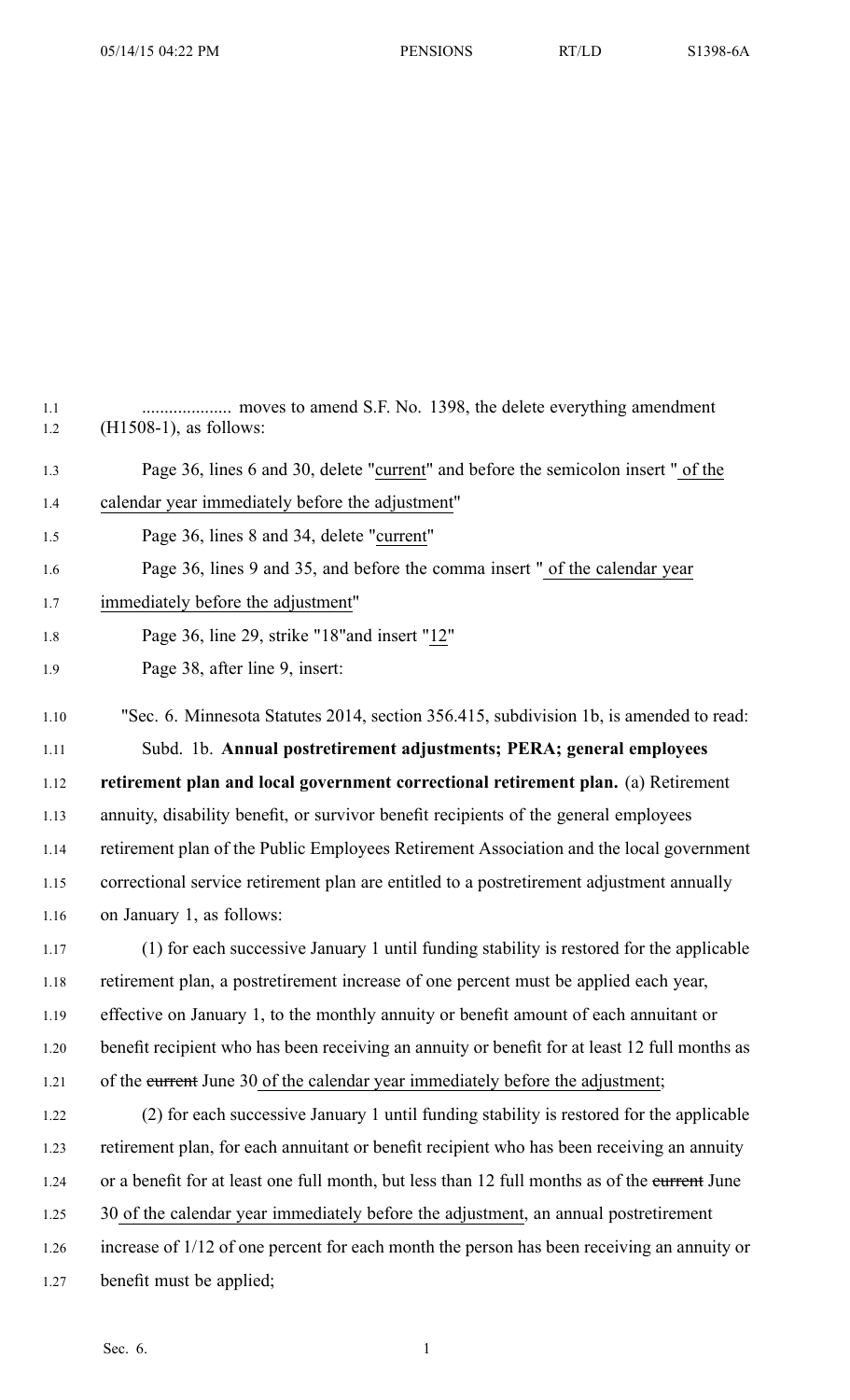.................... moves to amend S.F. No. 1398, the delete everything amendment (H1508-1), as follows:

Page 36, lines 6 and 30, delete "current" and before the semicolon insert " of the calendar year immediately before the adjustment"

Page 36, lines 8 and 34, delete "current"

Page 36, lines 9 and 35, and before the comma insert " of the calendar year immediately before the adjustment"

Page 36, line 29, strike "18"and insert "12"

Page 38, after line 9, insert:

"Sec. 6. Minnesota Statutes 2014, section 356.415, subdivision 1b, is amended to read:

Subd. 1b. **Annual postretirement adjustments; PERA; general employees retirement plan and local government correctional retirement plan.** (a) Retirement annuity, disability benefit, or survivor benefit recipients of the general employees retirement plan of the Public Employees Retirement Association and the local government correctional service retirement plan are entitled to a postretirement adjustment annually on January 1, as follows:

(1) for each successive January 1 until funding stability is restored for the applicable retirement plan, a postretirement increase of one percent must be applied each year, effective on January 1, to the monthly annuity or benefit amount of each annuitant or benefit recipient who has been receiving an annuity or benefit for at least 12 full months as of the ~~current~~ June 30 of the calendar year immediately before the adjustment;

(2) for each successive January 1 until funding stability is restored for the applicable retirement plan, for each annuitant or benefit recipient who has been receiving an annuity or a benefit for at least one full month, but less than 12 full months as of the ~~current~~ June 30 of the calendar year immediately before the adjustment, an annual postretirement increase of 1/12 of one percent for each month the person has been receiving an annuity or benefit must be applied;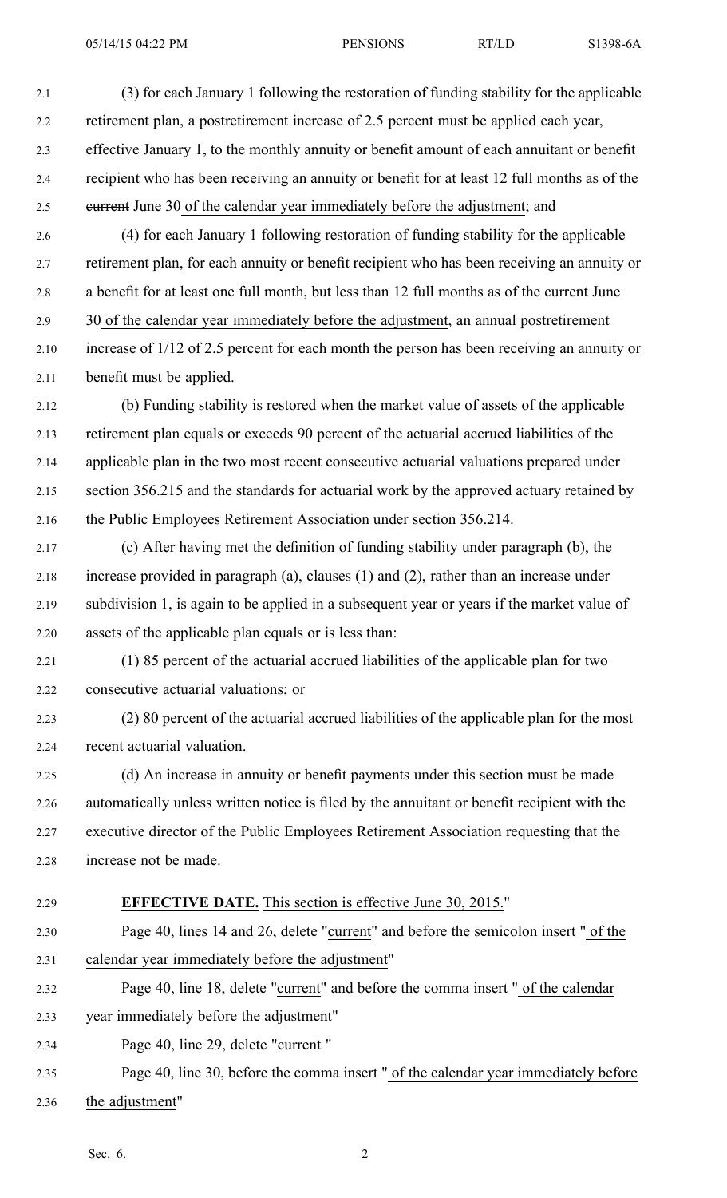(3) for each January 1 following the restoration of funding stability for the applicable retirement plan, a postretirement increase of 2.5 percent must be applied each year, effective January 1, to the monthly annuity or benefit amount of each annuitant or benefit recipient who has been receiving an annuity or benefit for at least 12 full months as of the ~~current~~ June 30 of the calendar year immediately before the adjustment; and

(4) for each January 1 following restoration of funding stability for the applicable retirement plan, for each annuity or benefit recipient who has been receiving an annuity or a benefit for at least one full month, but less than 12 full months as of the ~~current~~ June 30 of the calendar year immediately before the adjustment, an annual postretirement increase of 1/12 of 2.5 percent for each month the person has been receiving an annuity or benefit must be applied.

(b) Funding stability is restored when the market value of assets of the applicable retirement plan equals or exceeds 90 percent of the actuarial accrued liabilities of the applicable plan in the two most recent consecutive actuarial valuations prepared under section 356.215 and the standards for actuarial work by the approved actuary retained by the Public Employees Retirement Association under section 356.214.

(c) After having met the definition of funding stability under paragraph (b), the increase provided in paragraph (a), clauses (1) and (2), rather than an increase under subdivision 1, is again to be applied in a subsequent year or years if the market value of assets of the applicable plan equals or is less than:

(1) 85 percent of the actuarial accrued liabilities of the applicable plan for two consecutive actuarial valuations; or

(2) 80 percent of the actuarial accrued liabilities of the applicable plan for the most recent actuarial valuation.

(d) An increase in annuity or benefit payments under this section must be made automatically unless written notice is filed by the annuitant or benefit recipient with the executive director of the Public Employees Retirement Association requesting that the increase not be made.

**EFFECTIVE DATE.** This section is effective June 30, 2015."

Page 40, lines 14 and 26, delete "current" and before the semicolon insert " of the calendar year immediately before the adjustment"

Page 40, line 18, delete "current" and before the comma insert " of the calendar year immediately before the adjustment"

Page 40, line 29, delete "current "

Page 40, line 30, before the comma insert " of the calendar year immediately before the adjustment"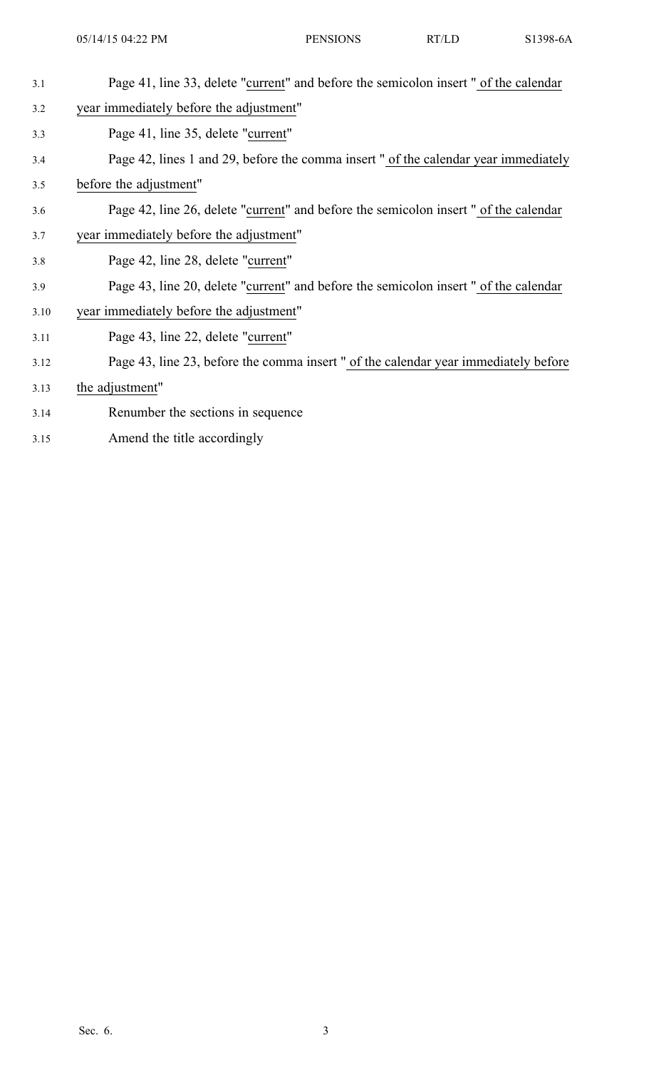Page 41, line 33, delete "current" and before the semicolon insert " of the calendar year immediately before the adjustment"

Page 41, line 35, delete "current"

Page 42, lines 1 and 29, before the comma insert " of the calendar year immediately before the adjustment"

Page 42, line 26, delete "current" and before the semicolon insert " of the calendar year immediately before the adjustment"

Page 42, line 28, delete "current"

Page 43, line 20, delete "current" and before the semicolon insert " of the calendar year immediately before the adjustment"

Page 43, line 22, delete "current"

Page 43, line 23, before the comma insert " of the calendar year immediately before the adjustment"

Renumber the sections in sequence

Amend the title accordingly